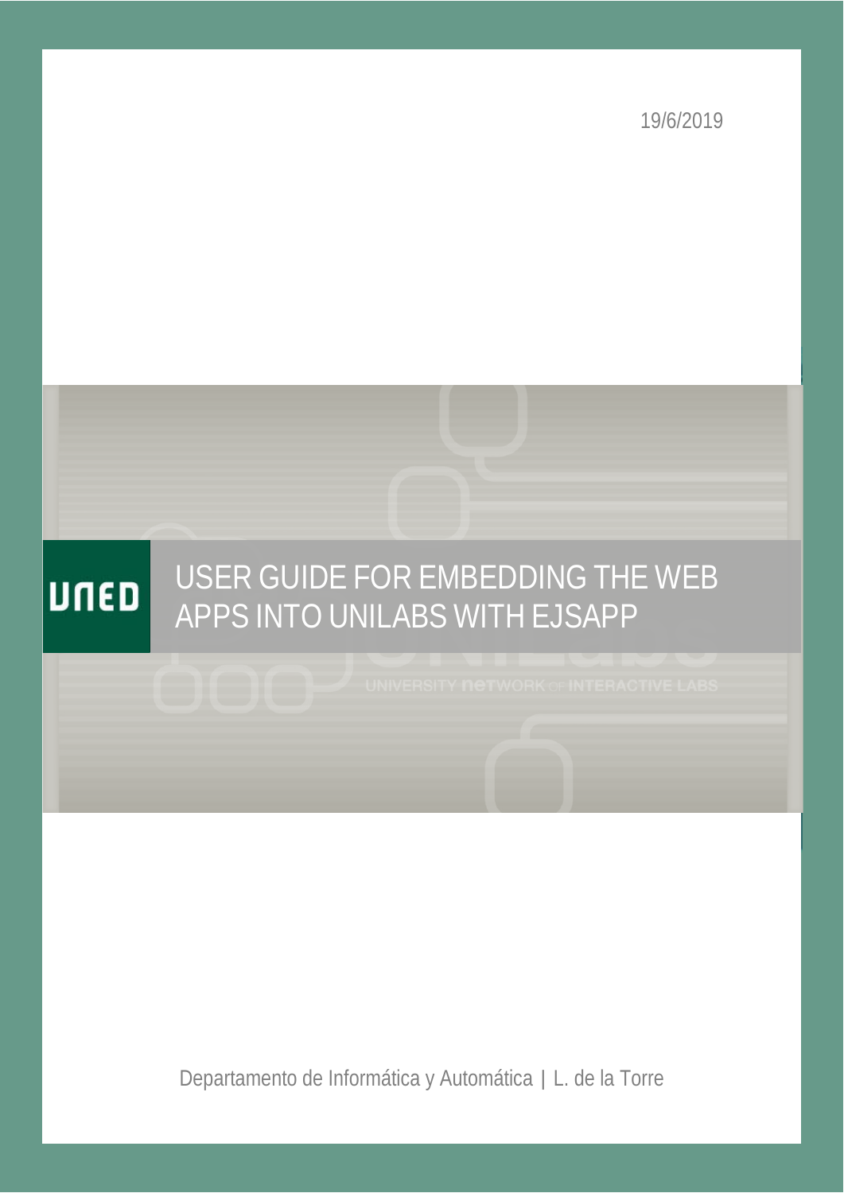19/6/2019

UNED

# USER GUIDE FOR EMBEDDING THE WEB APPS INTO UNILABS WITH EJSAPP

Departamento de Informática y Automática | L. de la Torre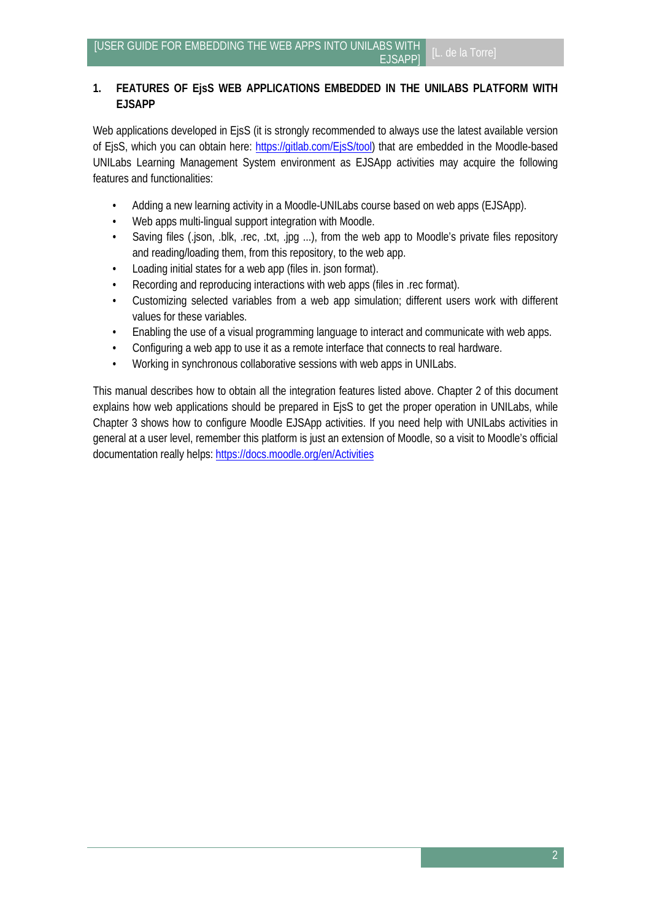# 1. FEATURES OF EjsS WEB APPLICATIONS EMBEDDED IN THE UNILABS PLATFORM WITH EJSAPP

Web applications developed in EjsS (it is strongly recommended to always use the latest available version of EjsS, which you can obtain here: https://gitlab.com/EjsS/tool) that are embedded in the Moodle-based UNILabs Learning Management System environment as EJSApp activities may acquire the following features and functionalities:

- Adding a new learning activity in a Moodle-UNILabs course based on web apps (EJSApp).
- Web apps multi-lingual support integration with Moodle.
- Saving files (.json, .blk, .rec, .txt, .jpg ...), from the web app to Moodle's private files repository and reading/loading them, from this repository, to the web app.
- Loading initial states for a web app (files in. json format).
- Recording and reproducing interactions with web apps (files in .rec format).
- Customizing selected variables from a web app simulation; different users work with different values for these variables.
- Enabling the use of a visual programming language to interact and communicate with web apps.
- Configuring a web app to use it as a remote interface that connects to real hardware.
- Working in synchronous collaborative sessions with web apps in UNILabs.

This manual describes how to obtain all the integration features listed above. Chapter 2 of this document explains how web applications should be prepared in EjsS to get the proper operation in UNILabs, while Chapter 3 shows how to configure Moodle EJSApp activities. If you need help with UNILabs activities in general at a user level, remember this platform is just an extension of Moodle, so a visit to Moodle's official documentation really helps: https://docs.moodle.org/en/Activities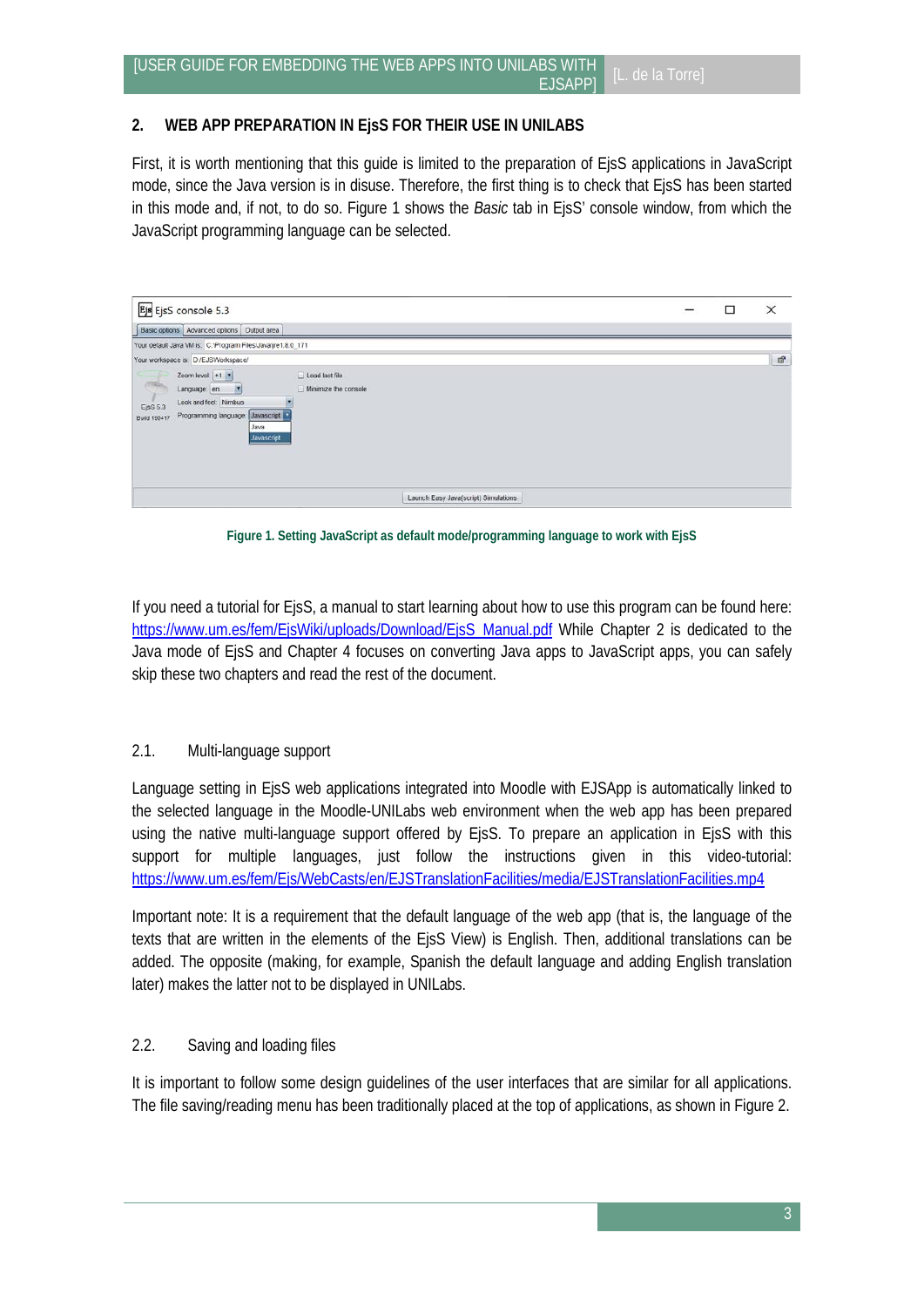## 2. WEB APP PREPARATION IN EjsS FOR THEIR USE IN UNILABS

First, it is worth mentioning that this guide is limited to the preparation of EjsS applications in JavaScript mode, since the Java version is in disuse. Therefore, the first thing is to check that EjsS has been started in this mode and, if not, to do so. Figure 1 shows the *Basic* tab in EjsS' console window, from which the JavaScript programming language can be selected.

**Figure 1. Setting JavaScript as default mode/programming language to work with EjsS**

If you need a tutorial for EjsS, a manual to start learning about how to use this program can be found here: https://www.um.es/fem/EjsWiki/uploads/Download/EjsS_Manual.pdf While Chapter 2 is dedicated to the Java mode of EjsS and Chapter 4 focuses on converting Java apps to JavaScript apps, you can safely skip these two chapters and read the rest of the document.

### 2.1. Multi-language support

Language setting in EjsS web applications integrated into Moodle with EJSApp is automatically linked to the selected language in the Moodle-UNILabs web environment when the web app has been prepared using the native multi-language support offered by EjsS. To prepare an application in EjsS with this support for multiple languages, just follow the instructions given in this video-tutorial: https://www.um.es/fem/Ejs/WebCasts/en/EJSTranslationFacilities/media/EJSTranslationFacilities.mp4

Important note: It is a requirement that the default language of the web app (that is, the language of the texts that are written in the elements of the EjsS View) is English. Then, additional translations can be added. The opposite (making, for example, Spanish the default language and adding English translation later) makes the latter not to be displayed in UNILabs.

### 2.2. Saving and loading files

It is important to follow some design guidelines of the user interfaces that are similar for all applications. The file saving/reading menu has been traditionally placed at the top of applications, as shown in Figure 2.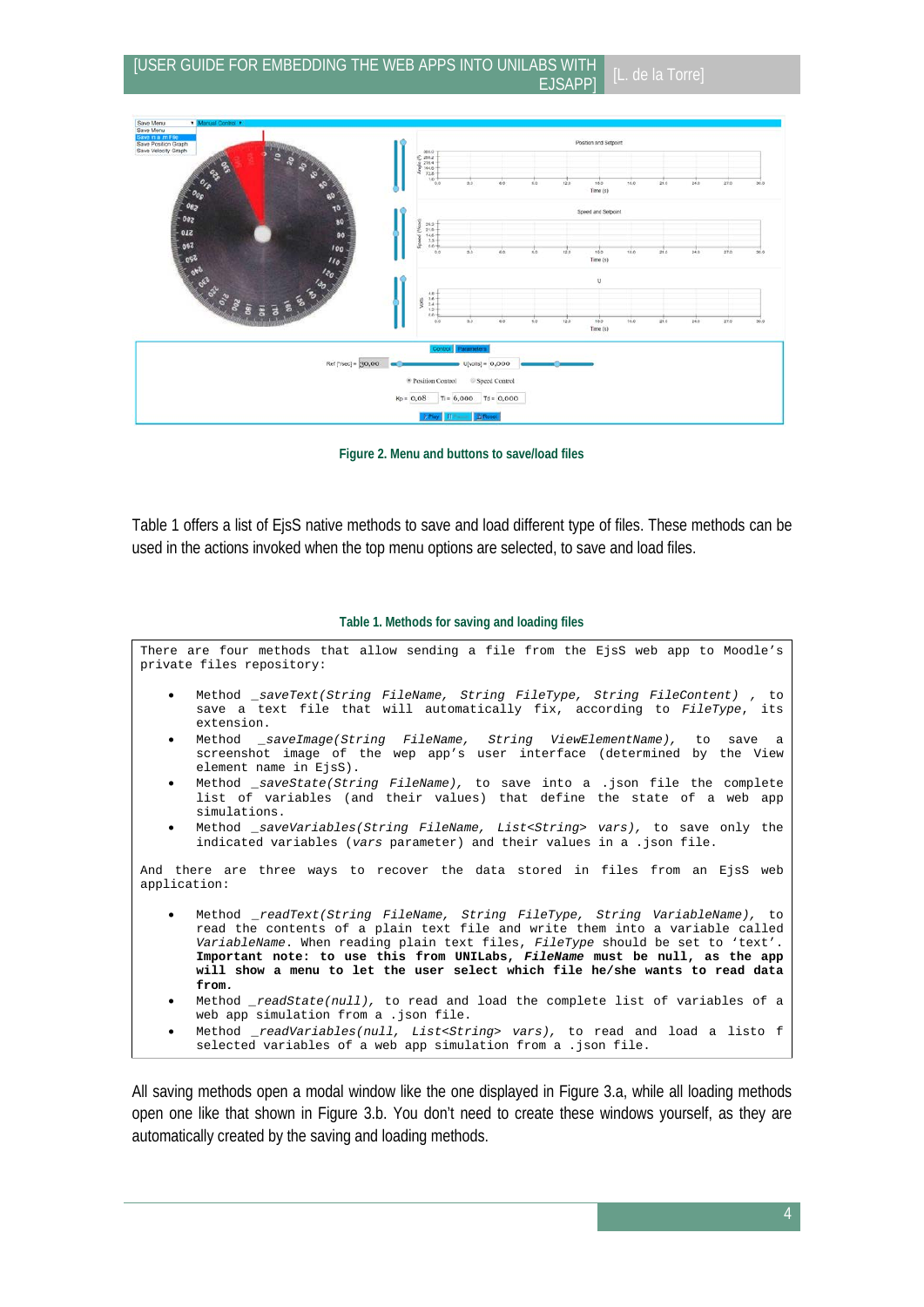**Figure 2. Menu and buttons to save/load files**

Table 1 offers a list of EjsS native methods to save and load different type of files. These methods can be used in the actions invoked when the top menu options are selected, to save and load files.

**Table 1. Methods for saving and loading files**

There are four methods that allow sending a file from the EjsS web app to Moodle's private files repository:

- Method *_saveText(String FileName, String FileType, String FileContent)* , to save a text file that will automatically fix, according to *FileType*, its extension.
- Method *_saveImage(String FileName, String ViewElementName)*, to save a screenshot image of the wep app's user interface (determined by the View element name in EjsS).
- Method *_saveState(String FileName)*, to save into a .json file the complete list of variables (and their values) that define the state of a web app simulations.
- Method *_saveVariables(String FileName, List<String> vars)*, to save only the indicated variables (*vars* parameter) and their values in a .json file.

And there are three ways to recover the data stored in files from an EjsS web application:

- Method *_readText(String FileName, String FileType, String VariableName)*, to read the contents of a plain text file and write them into a variable called *VariableName*. When reading plain text files, *FileType* should be set to 'text'. **Important note: to use this from UNILabs, *FileName* must be null, as the app will show a menu to let the user select which file he/she wants to read data from.**
- Method *_readState(null)*, to read and load the complete list of variables of a web app simulation from a .json file.
- Method *_readVariables(null, List<String> vars)*, to read and load a listo f selected variables of a web app simulation from a .json file.

All saving methods open a modal window like the one displayed in Figure 3.a, while all loading methods open one like that shown in Figure 3.b. You don't need to create these windows yourself, as they are automatically created by the saving and loading methods.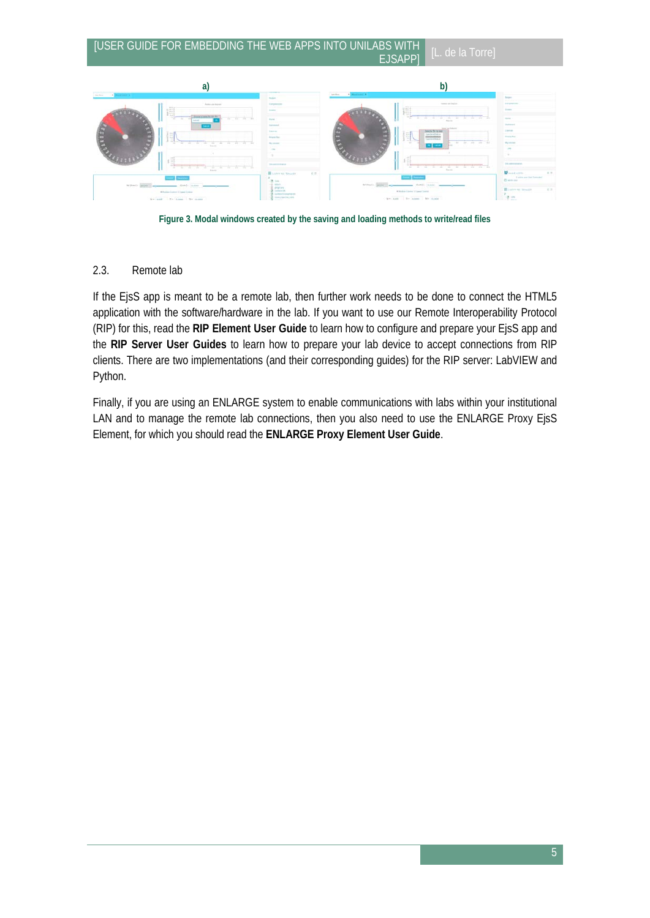a) b)

Figure 3. Modal windows created by the saving and loading methods to write/read files

## 2.3. Remote lab

If the EjsS app is meant to be a remote lab, then further work needs to be done to connect the HTML5 application with the software/hardware in the lab. If you want to use our Remote Interoperability Protocol (RIP) for this, read the **RIP Element User Guide** to learn how to configure and prepare your EjsS app and the **RIP Server User Guides** to learn how to prepare your lab device to accept connections from RIP clients. There are two implementations (and their corresponding guides) for the RIP server: LabVIEW and Python.

Finally, if you are using an ENLARGE system to enable communications with labs within your institutional LAN and to manage the remote lab connections, then you also need to use the ENLARGE Proxy EjsS Element, for which you should read the **ENLARGE Proxy Element User Guide**.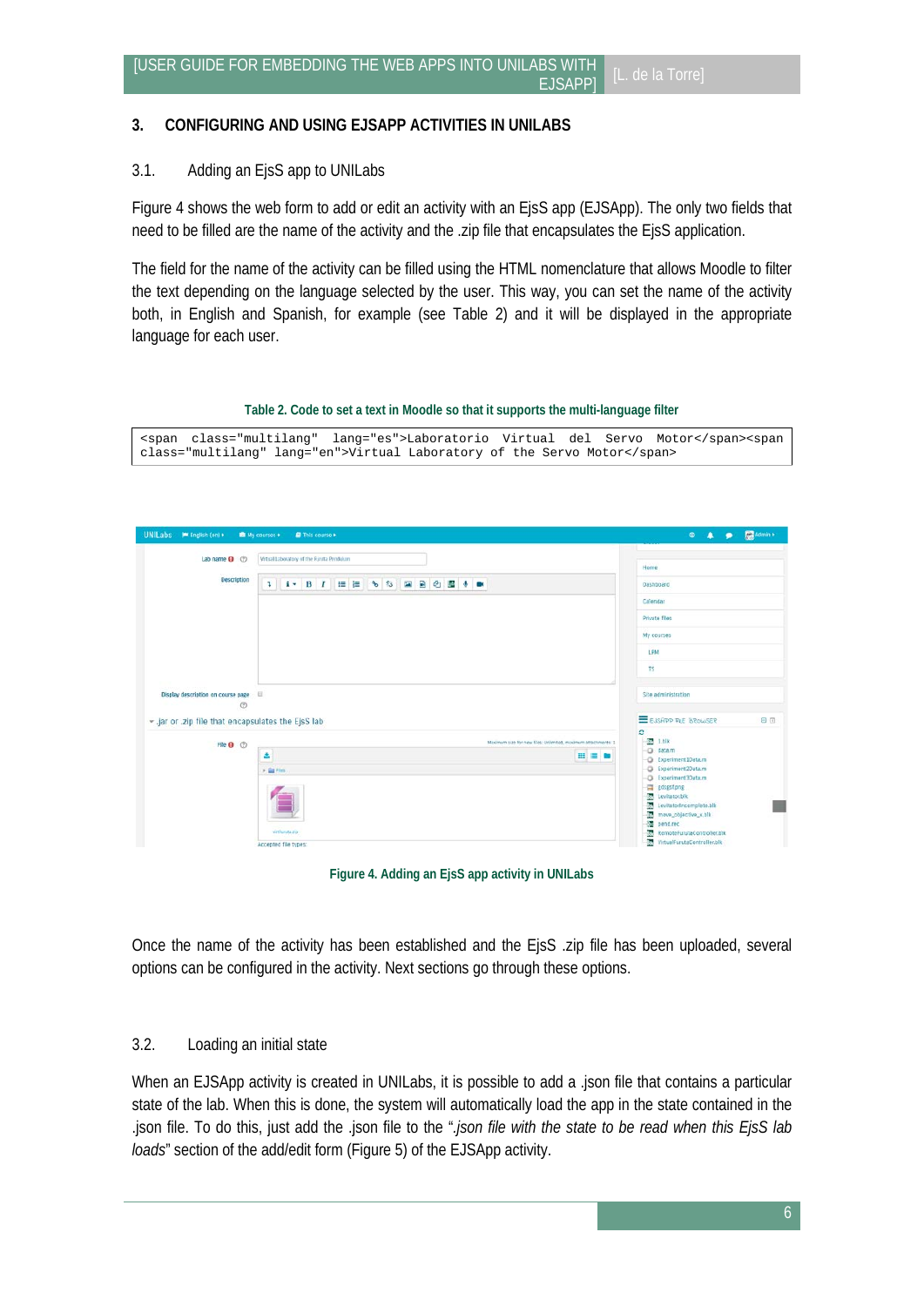## 3. CONFIGURING AND USING EJSAPP ACTIVITIES IN UNILABS

### 3.1. Adding an EjsS app to UNILabs

Figure 4 shows the web form to add or edit an activity with an EjsS app (EJSApp). The only two fields that need to be filled are the name of the activity and the .zip file that encapsulates the EjsS application.

The field for the name of the activity can be filled using the HTML nomenclature that allows Moodle to filter the text depending on the language selected by the user. This way, you can set the name of the activity both, in English and Spanish, for example (see Table 2) and it will be displayed in the appropriate language for each user.

**Table 2. Code to set a text in Moodle so that it supports the multi-language filter**

```
<span class="multilang" lang="es">Laboratorio Virtual del Servo Motor</span><span class="multilang" lang="en">Virtual Laboratory of the Servo Motor</span>
```

**Figure 4. Adding an EjsS app activity in UNILabs**

Once the name of the activity has been established and the EjsS .zip file has been uploaded, several options can be configured in the activity. Next sections go through these options.

### 3.2. Loading an initial state

When an EJSApp activity is created in UNILabs, it is possible to add a .json file that contains a particular state of the lab. When this is done, the system will automatically load the app in the state contained in the .json file. To do this, just add the .json file to the "*.json file with the state to be read when this EjsS lab loads*" section of the add/edit form (Figure 5) of the EJSApp activity.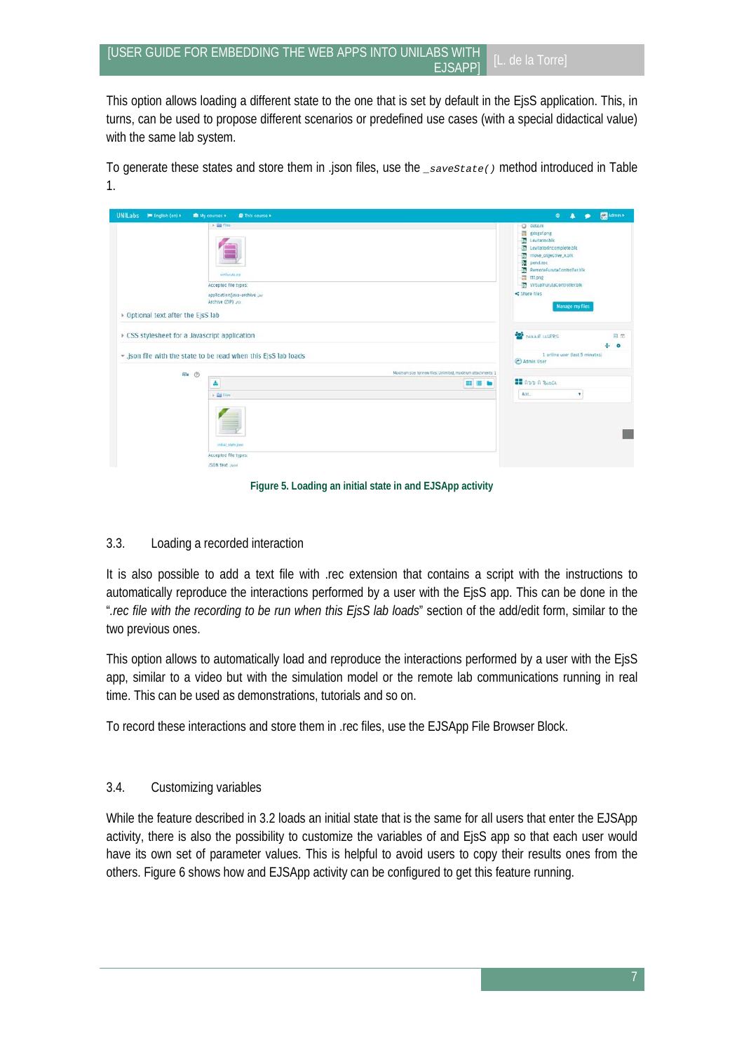This option allows loading a different state to the one that is set by default in the EjsS application. This, in turns, can be used to propose different scenarios or predefined use cases (with a special didactical value) with the same lab system.

To generate these states and store them in .json files, use the `_saveState()` method introduced in Table 1.

Figure 5. Loading an initial state in and EJSApp activity

## 3.3. Loading a recorded interaction

It is also possible to add a text file with .rec extension that contains a script with the instructions to automatically reproduce the interactions performed by a user with the EjsS app. This can be done in the "*.rec file with the recording to be run when this EjsS lab loads*" section of the add/edit form, similar to the two previous ones.

This option allows to automatically load and reproduce the interactions performed by a user with the EjsS app, similar to a video but with the simulation model or the remote lab communications running in real time. This can be used as demonstrations, tutorials and so on.

To record these interactions and store them in .rec files, use the EJSApp File Browser Block.

## 3.4. Customizing variables

While the feature described in 3.2 loads an initial state that is the same for all users that enter the EJSApp activity, there is also the possibility to customize the variables of and EjsS app so that each user would have its own set of parameter values. This is helpful to avoid users to copy their results ones from the others. Figure 6 shows how and EJSApp activity can be configured to get this feature running.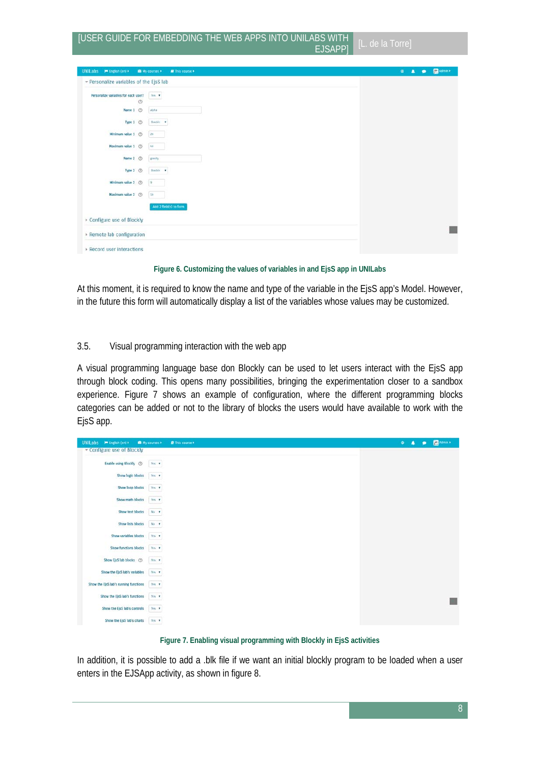Figure 6. Customizing the values of variables in and EjsS app in UNILabs

At this moment, it is required to know the name and type of the variable in the EjsS app's Model. However, in the future this form will automatically display a list of the variables whose values may be customized.

## 3.5. Visual programming interaction with the web app

A visual programming language base don Blockly can be used to let users interact with the EjsS app through block coding. This opens many possibilities, bringing the experimentation closer to a sandbox experience. Figure 7 shows an example of configuration, where the different programming blocks categories can be added or not to the library of blocks the users would have available to work with the EjsS app.

Figure 7. Enabling visual programming with Blockly in EjsS activities

In addition, it is possible to add a .blk file if we want an initial blockly program to be loaded when a user enters in the EJSApp activity, as shown in figure 8.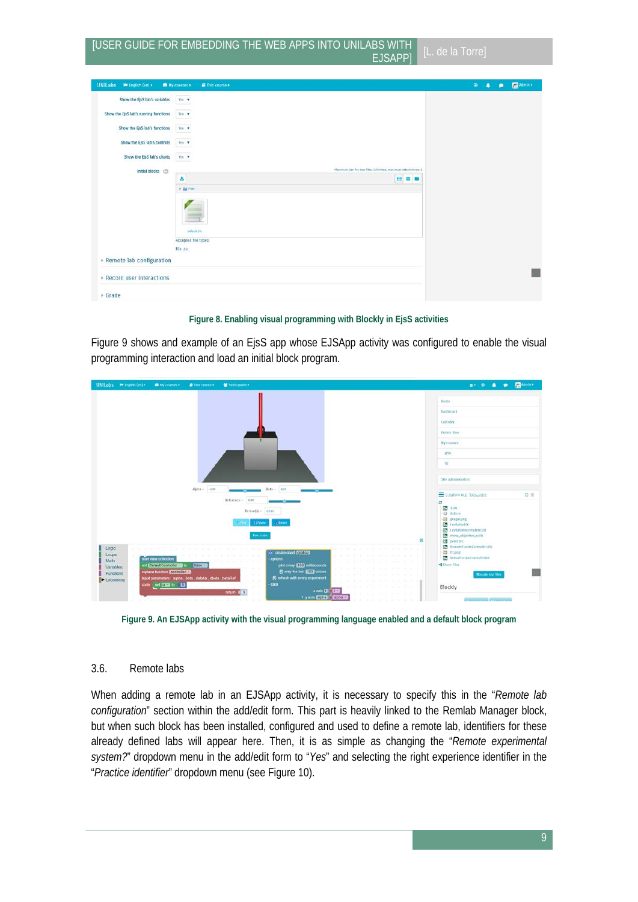Figure 8. Enabling visual programming with Blockly in EjsS activities

Figure 9 shows and example of an EjsS app whose EJSApp activity was configured to enable the visual programming interaction and load an initial block program.

Figure 9. An EJSApp activity with the visual programming language enabled and a default block program

### 3.6. Remote labs

When adding a remote lab in an EJSApp activity, it is necessary to specify this in the "*Remote lab configuration*" section within the add/edit form. This part is heavily linked to the Remlab Manager block, but when such block has been installed, configured and used to define a remote lab, identifiers for these already defined labs will appear here. Then, it is as simple as changing the "*Remote experimental system?*" dropdown menu in the add/edit form to "*Yes*" and selecting the right experience identifier in the "*Practice identifier*" dropdown menu (see Figure 10).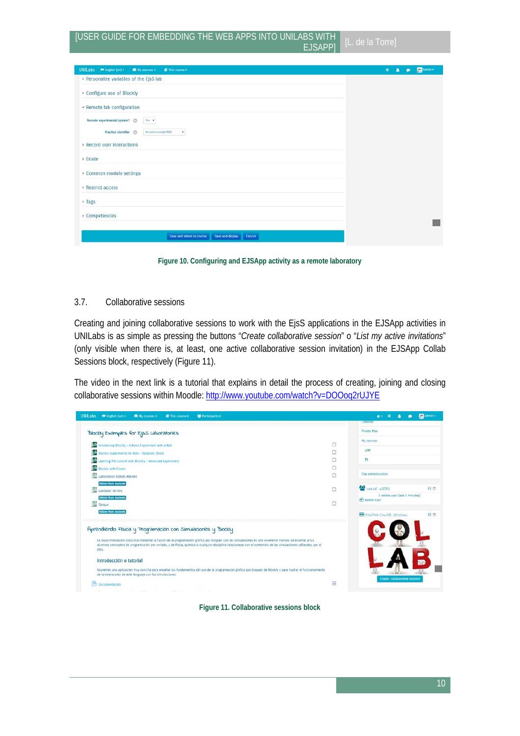Figure 10. Configuring and EJSApp activity as a remote laboratory

## 3.7. Collaborative sessions

Creating and joining collaborative sessions to work with the EjsS applications in the EJSApp activities in UNILabs is as simple as pressing the buttons "*Create collaborative session*" o "*List my active invitations*" (only visible when there is, at least, one active collaborative session invitation) in the EJSApp Collab Sessions block, respectively (Figure 11).

The video in the next link is a tutorial that explains in detail the process of creating, joining and closing collaborative sessions within Moodle: http://www.youtube.com/watch?v=DOOoq2rUJYE

Figure 11. Collaborative sessions block